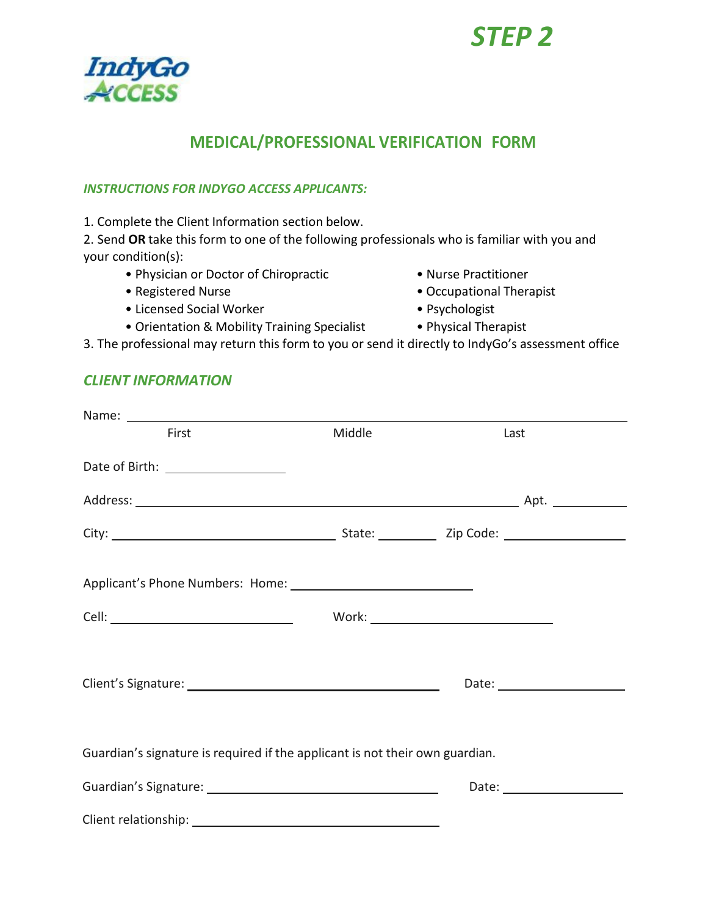# STEP 2

IndyGo ACCESS

## MEDICAL/PROFESSIONAL VERIFICATION FORM

### *INSTRUCTIONS FOR INDYGO ACCESS APPLICANTS:*

1. Complete the Client Information section below.
2. Send **OR** take this form to one of the following professionals who is familiar with you and your condition(s):
   - Physician or Doctor of Chiropractic
   - Registered Nurse
   - Licensed Social Worker
   - Orientation & Mobility Training Specialist
   - Nurse Practitioner
   - Occupational Therapist
   - Psychologist
   - Physical Therapist
3. The professional may return this form to you or send it directly to IndyGo's assessment office

### *CLIENT INFORMATION*

Name: ______________________________________________
First Middle Last

Date of Birth: ______________

Address: ______________________________________ Apt. ________

City: ________________________ State: ______ Zip Code: ____________

Applicant's Phone Numbers: Home: ____________________

Cell: ____________________ Work: ____________________

Client's Signature: ____________________________ Date: ____________

Guardian's signature is required if the applicant is not their own guardian.

Guardian's Signature: ____________________________ Date: ____________

Client relationship: ____________________________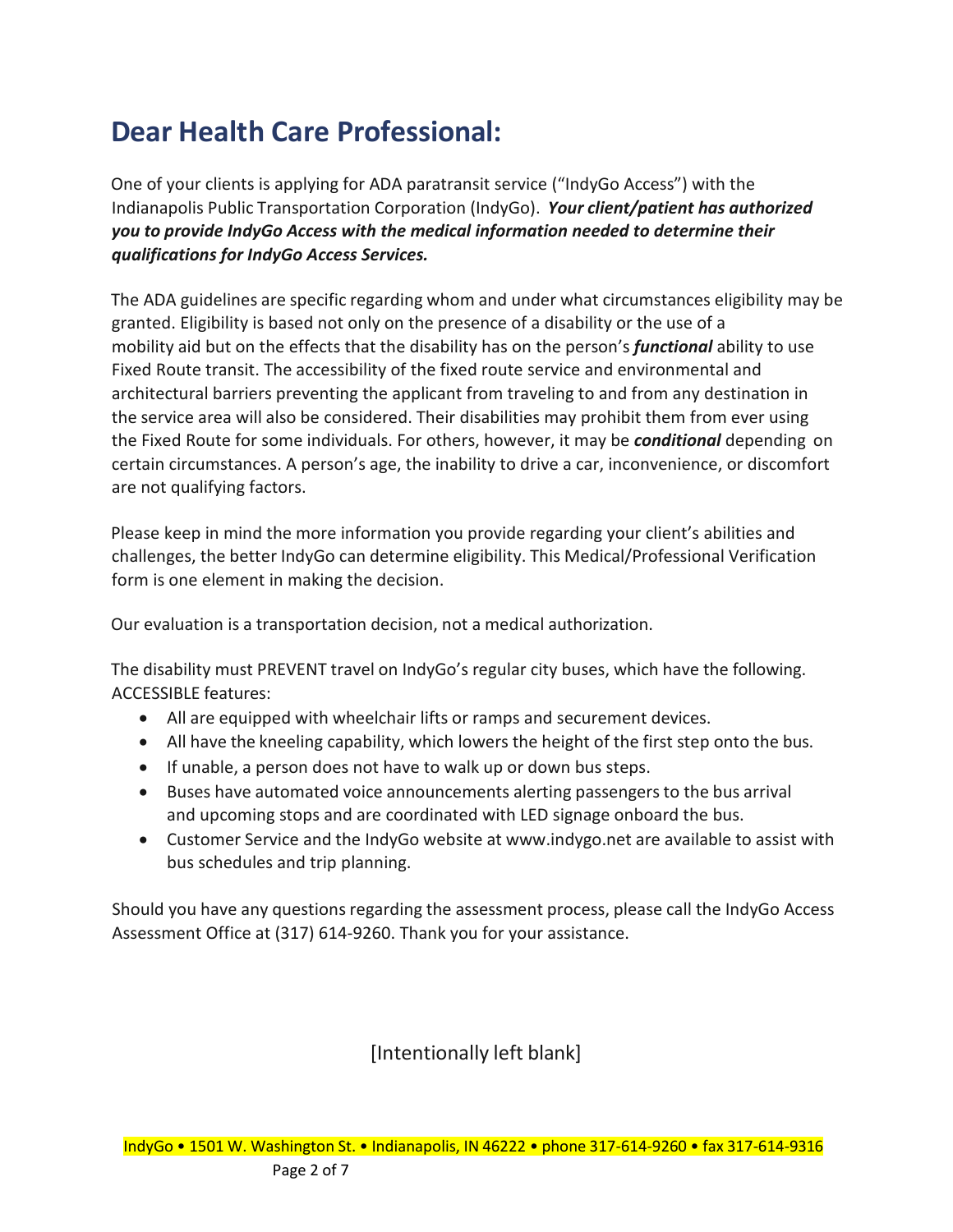# Dear Health Care Professional:

One of your clients is applying for ADA paratransit service ("IndyGo Access") with the Indianapolis Public Transportation Corporation (IndyGo). ***Your client/patient has authorized you to provide IndyGo Access with the medical information needed to determine their qualifications for IndyGo Access Services.***

The ADA guidelines are specific regarding whom and under what circumstances eligibility may be granted. Eligibility is based not only on the presence of a disability or the use of a mobility aid but on the effects that the disability has on the person's ***functional*** ability to use Fixed Route transit. The accessibility of the fixed route service and environmental and architectural barriers preventing the applicant from traveling to and from any destination in the service area will also be considered. Their disabilities may prohibit them from ever using the Fixed Route for some individuals. For others, however, it may be ***conditional*** depending on certain circumstances. A person's age, the inability to drive a car, inconvenience, or discomfort are not qualifying factors.

Please keep in mind the more information you provide regarding your client's abilities and challenges, the better IndyGo can determine eligibility. This Medical/Professional Verification form is one element in making the decision.

Our evaluation is a transportation decision, not a medical authorization.

The disability must PREVENT travel on IndyGo's regular city buses, which have the following. ACCESSIBLE features:

- All are equipped with wheelchair lifts or ramps and securement devices.
- All have the kneeling capability, which lowers the height of the first step onto the bus.
- If unable, a person does not have to walk up or down bus steps.
- Buses have automated voice announcements alerting passengers to the bus arrival and upcoming stops and are coordinated with LED signage onboard the bus.
- Customer Service and the IndyGo website at www.indygo.net are available to assist with bus schedules and trip planning.

Should you have any questions regarding the assessment process, please call the IndyGo Access Assessment Office at (317) 614-9260. Thank you for your assistance.

[Intentionally left blank]

IndyGo • 1501 W. Washington St. • Indianapolis, IN 46222 • phone 317-614-9260 • fax 317-614-9316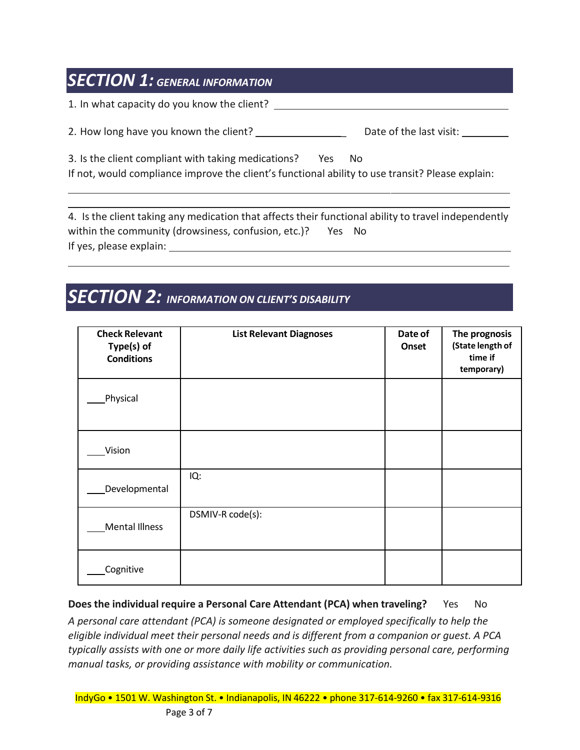## SECTION 1: *GENERAL INFORMATION*

1. In what capacity do you know the client? ______________________________

2. How long have you known the client? ________________ Date of the last visit: ________

3. Is the client compliant with taking medications? Yes No
If not, would compliance improve the client's functional ability to use transit? Please explain:

______________________________________________________________________

______________________________________________________________________

4. Is the client taking any medication that affects their functional ability to travel independently within the community (drowsiness, confusion, etc.)? Yes No
If yes, please explain: ______________________________________________

______________________________________________________________________

## SECTION 2: *INFORMATION ON CLIENT'S DISABILITY*

| Check Relevant Type(s) of Conditions | List Relevant Diagnoses | Date of Onset | The prognosis (State length of time if temporary) |
|---|---|---|---|
| ___Physical | | | |
| ___Vision | | | |
| ___Developmental | IQ: | | |
| ___Mental Illness | DSMIV-R code(s): | | |
| ___Cognitive | | | |

**Does the individual require a Personal Care Attendant (PCA) when traveling?** Yes No

*A personal care attendant (PCA) is someone designated or employed specifically to help the eligible individual meet their personal needs and is different from a companion or guest. A PCA typically assists with one or more daily life activities such as providing personal care, performing manual tasks, or providing assistance with mobility or communication.*

IndyGo • 1501 W. Washington St. • Indianapolis, IN 46222 • phone 317-614-9260 • fax 317-614-9316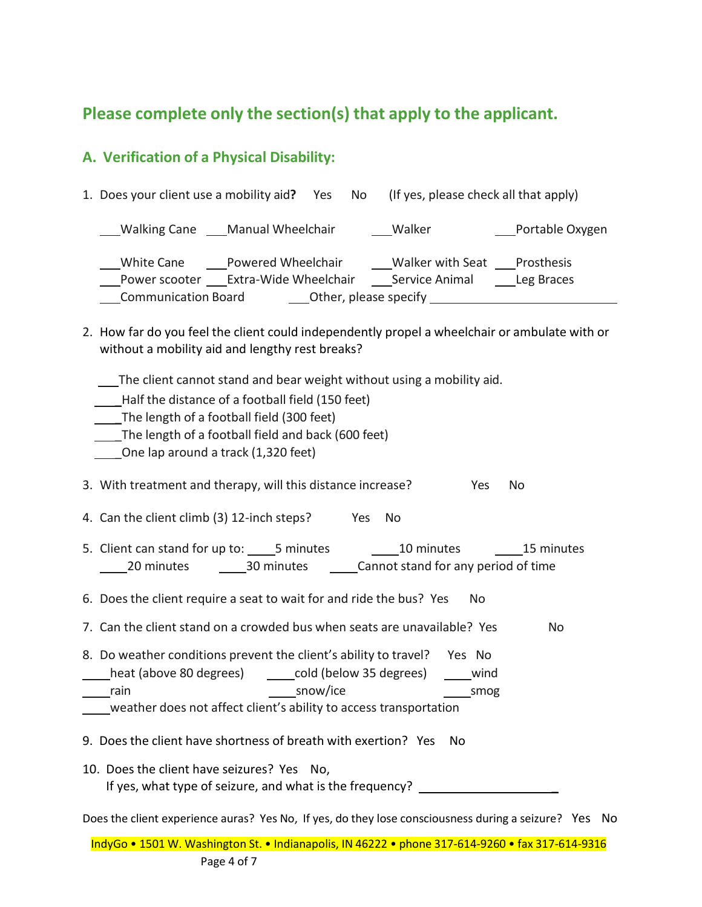## Please complete only the section(s) that apply to the applicant.

### A. Verification of a Physical Disability:

1. Does your client use a mobility aid**?** Yes No (If yes, please check all that apply)

   ___Walking Cane ___Manual Wheelchair ___Walker ___Portable Oxygen

   ___White Cane ___Powered Wheelchair ___Walker with Seat ___Prosthesis
   ___Power scooter ___Extra-Wide Wheelchair ___Service Animal ___Leg Braces
   ___Communication Board ___Other, please specify ______________________

2. How far do you feel the client could independently propel a wheelchair or ambulate with or without a mobility aid and lengthy rest breaks?

   ___The client cannot stand and bear weight without using a mobility aid.
   ____Half the distance of a football field (150 feet)
   ____The length of a football field (300 feet)
   ____The length of a football field and back (600 feet)
   ____One lap around a track (1,320 feet)

3. With treatment and therapy, will this distance increase? Yes No

4. Can the client climb (3) 12-inch steps? Yes No

5. Client can stand for up to: ____5 minutes ____10 minutes ____15 minutes
   ____20 minutes ____30 minutes ____Cannot stand for any period of time

6. Does the client require a seat to wait for and ride the bus? Yes No

7. Can the client stand on a crowded bus when seats are unavailable? Yes No

8. Do weather conditions prevent the client's ability to travel? Yes No
   ____heat (above 80 degrees) ____cold (below 35 degrees) ____wind
   ____rain ____snow/ice ____smog
   ____weather does not affect client's ability to access transportation

9. Does the client have shortness of breath with exertion? Yes No

10. Does the client have seizures? Yes No,
    If yes, what type of seizure, and what is the frequency? ____________________

Does the client experience auras? Yes No, If yes, do they lose consciousness during a seizure? Yes No

IndyGo • 1501 W. Washington St. • Indianapolis, IN 46222 • phone 317-614-9260 • fax 317-614-9316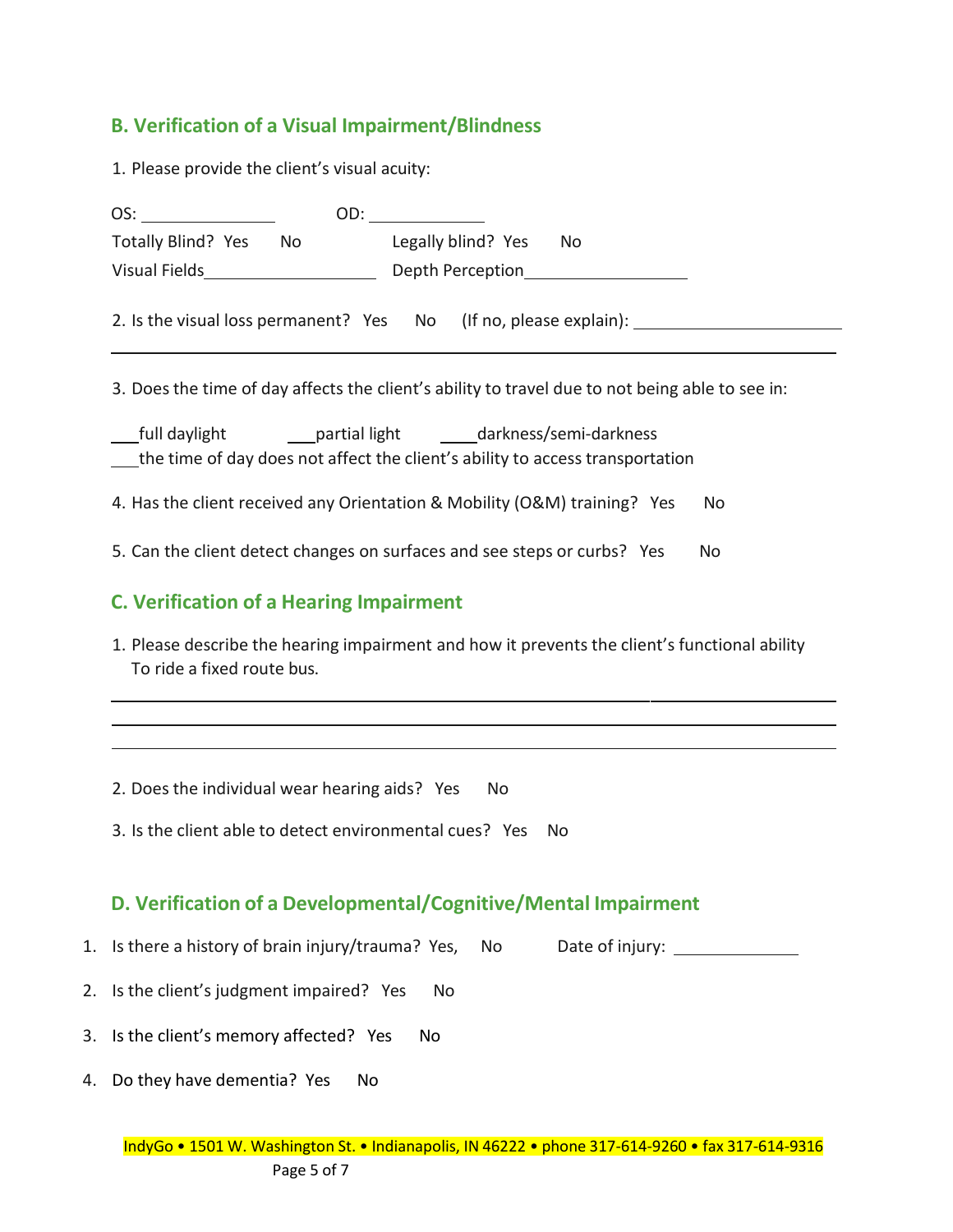## B. Verification of a Visual Impairment/Blindness

1. Please provide the client's visual acuity:

OS: ______________ OD: ______________

Totally Blind? Yes No Legally blind? Yes No

Visual Fields__________________ Depth Perception__________________

2. Is the visual loss permanent? Yes No (If no, please explain): ______________________

______________________________________________________________________________

3. Does the time of day affects the client's ability to travel due to not being able to see in:

___full daylight ___partial light ____darkness/semi-darkness

___the time of day does not affect the client's ability to access transportation

4. Has the client received any Orientation & Mobility (O&M) training? Yes No

5. Can the client detect changes on surfaces and see steps or curbs? Yes No

## C. Verification of a Hearing Impairment

1. Please describe the hearing impairment and how it prevents the client's functional ability To ride a fixed route bus.

______________________________________________________________________________

______________________________________________________________________________

______________________________________________________________________________

2. Does the individual wear hearing aids? Yes No

3. Is the client able to detect environmental cues? Yes No

## D. Verification of a Developmental/Cognitive/Mental Impairment

1. Is there a history of brain injury/trauma? Yes, No Date of injury: ______________
2. Is the client's judgment impaired? Yes No
3. Is the client's memory affected? Yes No
4. Do they have dementia? Yes No

IndyGo • 1501 W. Washington St. • Indianapolis, IN 46222 • phone 317-614-9260 • fax 317-614-9316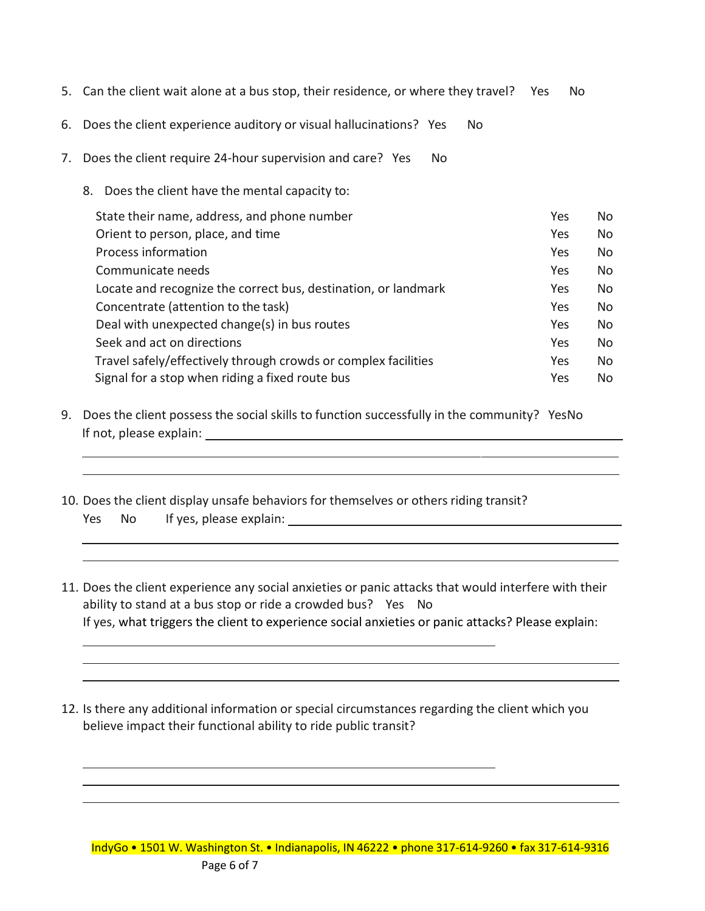5. Can the client wait alone at a bus stop, their residence, or where they travel? Yes No

6. Does the client experience auditory or visual hallucinations? Yes No

7. Does the client require 24-hour supervision and care? Yes No

8. Does the client have the mental capacity to:

| | | |
|---|---|---|
| State their name, address, and phone number | Yes | No |
| Orient to person, place, and time | Yes | No |
| Process information | Yes | No |
| Communicate needs | Yes | No |
| Locate and recognize the correct bus, destination, or landmark | Yes | No |
| Concentrate (attention to the task) | Yes | No |
| Deal with unexpected change(s) in bus routes | Yes | No |
| Seek and act on directions | Yes | No |
| Travel safely/effectively through crowds or complex facilities | Yes | No |
| Signal for a stop when riding a fixed route bus | Yes | No |

9. Does the client possess the social skills to function successfully in the community? YesNo
   If not, please explain: ______________________________________________

   ______________________________________________

   ______________________________________________

10. Does the client display unsafe behaviors for themselves or others riding transit?
    Yes No If yes, please explain: ______________________________________________

    ______________________________________________

    ______________________________________________

11. Does the client experience any social anxieties or panic attacks that would interfere with their ability to stand at a bus stop or ride a crowded bus? Yes No
    If yes, what triggers the client to experience social anxieties or panic attacks? Please explain:

    ______________________________________________

    ______________________________________________

    ______________________________________________

12. Is there any additional information or special circumstances regarding the client which you believe impact their functional ability to ride public transit?

    ______________________________________________

    ______________________________________________

    ______________________________________________

IndyGo • 1501 W. Washington St. • Indianapolis, IN 46222 • phone 317-614-9260 • fax 317-614-9316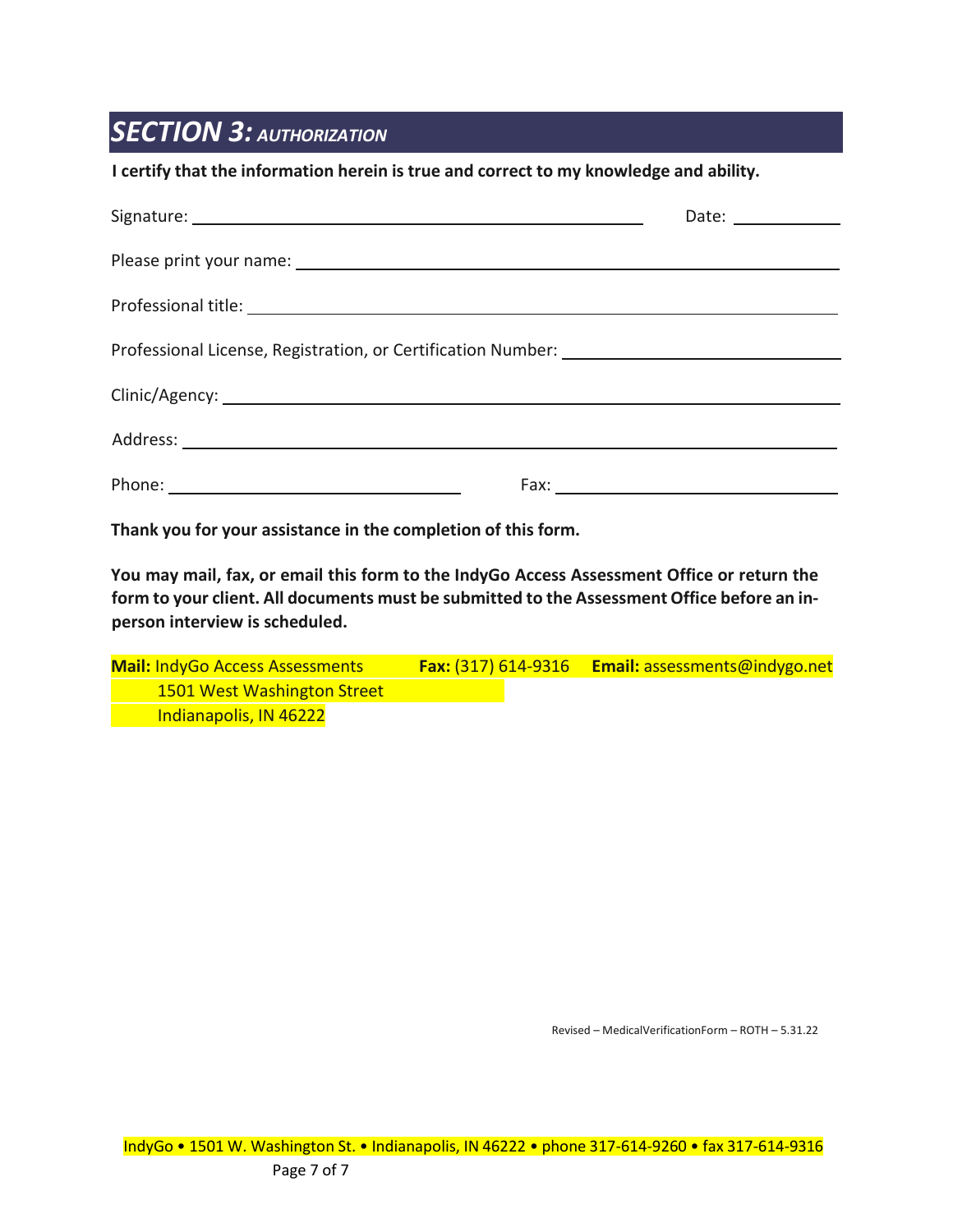## SECTION 3: *AUTHORIZATION*

**I certify that the information herein is true and correct to my knowledge and ability.**

Signature: ______________________________________________ Date: ____________

Please print your name: ______________________________________________

Professional title: ______________________________________________

Professional License, Registration, or Certification Number: ______________________________

Clinic/Agency: ______________________________________________

Address: ______________________________________________

Phone: ______________________________ Fax: ______________________________

**Thank you for your assistance in the completion of this form.**

**You may mail, fax, or email this form to the IndyGo Access Assessment Office or return the form to your client. All documents must be submitted to the Assessment Office before an in-person interview is scheduled.**

**Mail:** IndyGo Access Assessments
1501 West Washington Street
Indianapolis, IN 46222

**Fax:** (317) 614-9316

**Email:** assessments@indygo.net

Revised – MedicalVerificationForm – ROTH – 5.31.22

IndyGo • 1501 W. Washington St. • Indianapolis, IN 46222 • phone 317-614-9260 • fax 317-614-9316